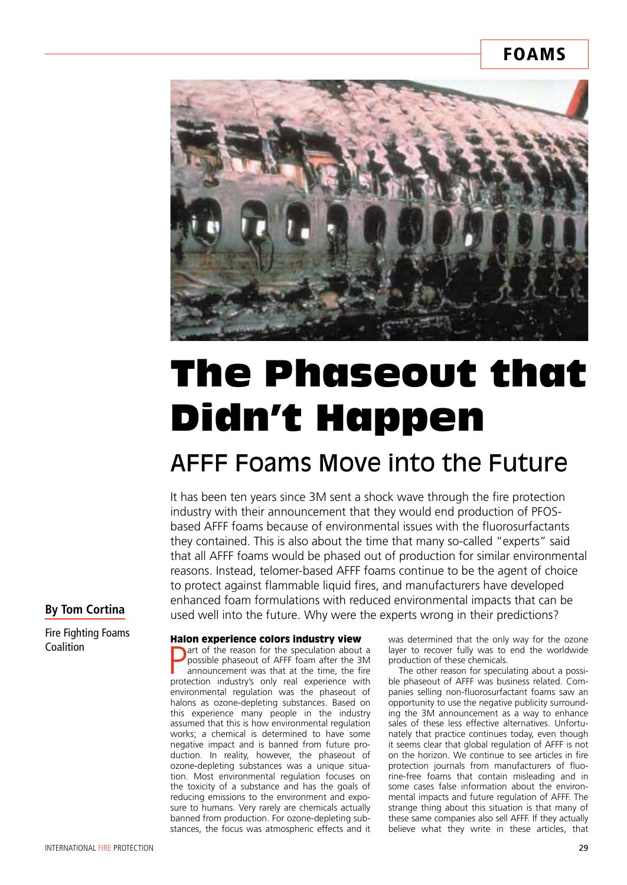# The Phaseout that Didn't Happen

## AFFF Foams Move into the Future

It has been ten years since 3M sent a shock wave through the fire protection industry with their announcement that they would end production of PFOS-based AFFF foams because of environmental issues with the fluorosurfactants they contained. This is also about the time that many so-called "experts" said that all AFFF foams would be phased out of production for similar environmental reasons. Instead, telomer-based AFFF foams continue to be the agent of choice to protect against flammable liquid fires, and manufacturers have developed enhanced foam formulations with reduced environmental impacts that can be used well into the future. Why were the experts wrong in their predictions?

**By Tom Cortina**

Fire Fighting Foams Coalition

### Halon experience colors industry view

Part of the reason for the speculation about a possible phaseout of AFFF foam after the 3M announcement was that at the time, the fire protection industry's only real experience with environmental regulation was the phaseout of halons as ozone-depleting substances. Based on this experience many people in the industry assumed that this is how environmental regulation works; a chemical is determined to have some negative impact and is banned from future production. In reality, however, the phaseout of ozone-depleting substances was a unique situation. Most environmental regulation focuses on the toxicity of a substance and has the goals of reducing emissions to the environment and exposure to humans. Very rarely are chemicals actually banned from production. For ozone-depleting substances, the focus was atmospheric effects and it was determined that the only way for the ozone layer to recover fully was to end the worldwide production of these chemicals.

The other reason for speculating about a possible phaseout of AFFF was business related. Companies selling non-fluorosurfactant foams saw an opportunity to use the negative publicity surrounding the 3M announcement as a way to enhance sales of these less effective alternatives. Unfortunately that practice continues today, even though it seems clear that global regulation of AFFF is not on the horizon. We continue to see articles in fire protection journals from manufacturers of fluorine-free foams that contain misleading and in some cases false information about the environmental impacts and future regulation of AFFF. The strange thing about this situation is that many of these same companies also sell AFFF. If they actually believe what they write in these articles, that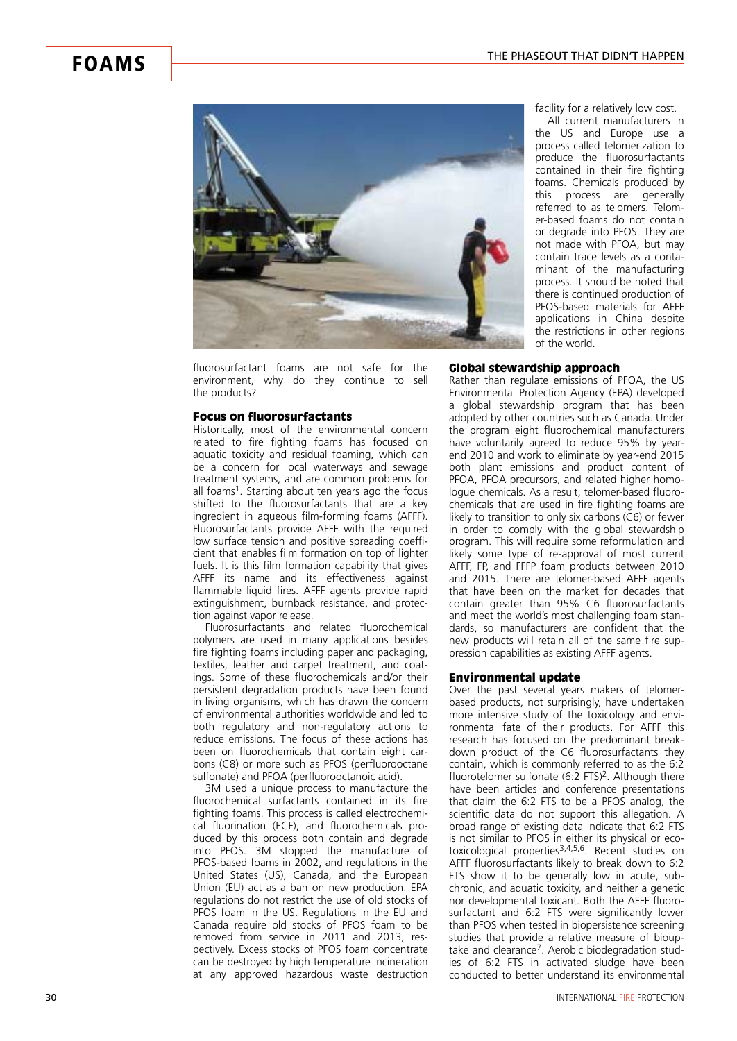fluorosurfactant foams are not safe for the environment, why do they continue to sell the products?

### Focus on fluorosurfactants

Historically, most of the environmental concern related to fire fighting foams has focused on aquatic toxicity and residual foaming, which can be a concern for local waterways and sewage treatment systems, and are common problems for all foams[1]. Starting about ten years ago the focus shifted to the fluorosurfactants that are a key ingredient in aqueous film-forming foams (AFFF). Fluorosurfactants provide AFFF with the required low surface tension and positive spreading coefficient that enables film formation on top of lighter fuels. It is this film formation capability that gives AFFF its name and its effectiveness against flammable liquid fires. AFFF agents provide rapid extinguishment, burnback resistance, and protection against vapor release.

Fluorosurfactants and related fluorochemical polymers are used in many applications besides fire fighting foams including paper and packaging, textiles, leather and carpet treatment, and coatings. Some of these fluorochemicals and/or their persistent degradation products have been found in living organisms, which has drawn the concern of environmental authorities worldwide and led to both regulatory and non-regulatory actions to reduce emissions. The focus of these actions has been on fluorochemicals that contain eight carbons (C8) or more such as PFOS (perfluorooctane sulfonate) and PFOA (perfluorooctanoic acid).

3M used a unique process to manufacture the fluorochemical surfactants contained in its fire fighting foams. This process is called electrochemical fluorination (ECF), and fluorochemicals produced by this process both contain and degrade into PFOS. 3M stopped the manufacture of PFOS-based foams in 2002, and regulations in the United States (US), Canada, and the European Union (EU) act as a ban on new production. EPA regulations do not restrict the use of old stocks of PFOS foam in the US. Regulations in the EU and Canada require old stocks of PFOS foam to be removed from service in 2011 and 2013, respectively. Excess stocks of PFOS foam concentrate can be destroyed by high temperature incineration at any approved hazardous waste destruction facility for a relatively low cost.

All current manufacturers in the US and Europe use a process called telomerization to produce the fluorosurfactants contained in their fire fighting foams. Chemicals produced by this process are generally referred to as telomers. Telomer-based foams do not contain or degrade into PFOS. They are not made with PFOA, but may contain trace levels as a contaminant of the manufacturing process. It should be noted that there is continued production of PFOS-based materials for AFFF applications in China despite the restrictions in other regions of the world.

### Global stewardship approach

Rather than regulate emissions of PFOA, the US Environmental Protection Agency (EPA) developed a global stewardship program that has been adopted by other countries such as Canada. Under the program eight fluorochemical manufacturers have voluntarily agreed to reduce 95% by year-end 2010 and work to eliminate by year-end 2015 both plant emissions and product content of PFOA, PFOA precursors, and related higher homologue chemicals. As a result, telomer-based fluorochemicals that are used in fire fighting foams are likely to transition to only six carbons (C6) or fewer in order to comply with the global stewardship program. This will require some reformulation and likely some type of re-approval of most current AFFF, FP, and FFFP foam products between 2010 and 2015. There are telomer-based AFFF agents that have been on the market for decades that contain greater than 95% C6 fluorosurfactants and meet the world's most challenging foam standards, so manufacturers are confident that the new products will retain all of the same fire suppression capabilities as existing AFFF agents.

### Environmental update

Over the past several years makers of telomer-based products, not surprisingly, have undertaken more intensive study of the toxicology and environmental fate of their products. For AFFF this research has focused on the predominant breakdown product of the C6 fluorosurfactants they contain, which is commonly referred to as the 6:2 fluorotelomer sulfonate (6:2 FTS)[2]. Although there have been articles and conference presentations that claim the 6:2 FTS to be a PFOS analog, the scientific data do not support this allegation. A broad range of existing data indicate that 6:2 FTS is not similar to PFOS in either its physical or ecotoxicological properties[3,4,5,6]. Recent studies on AFFF fluorosurfactants likely to break down to 6:2 FTS show it to be generally low in acute, subchronic, and aquatic toxicity, and neither a genetic nor developmental toxicant. Both the AFFF fluorosurfactant and 6:2 FTS were significantly lower than PFOS when tested in biopersistence screening studies that provide a relative measure of biouptake and clearance[7]. Aerobic biodegradation studies of 6:2 FTS in activated sludge have been conducted to better understand its environmental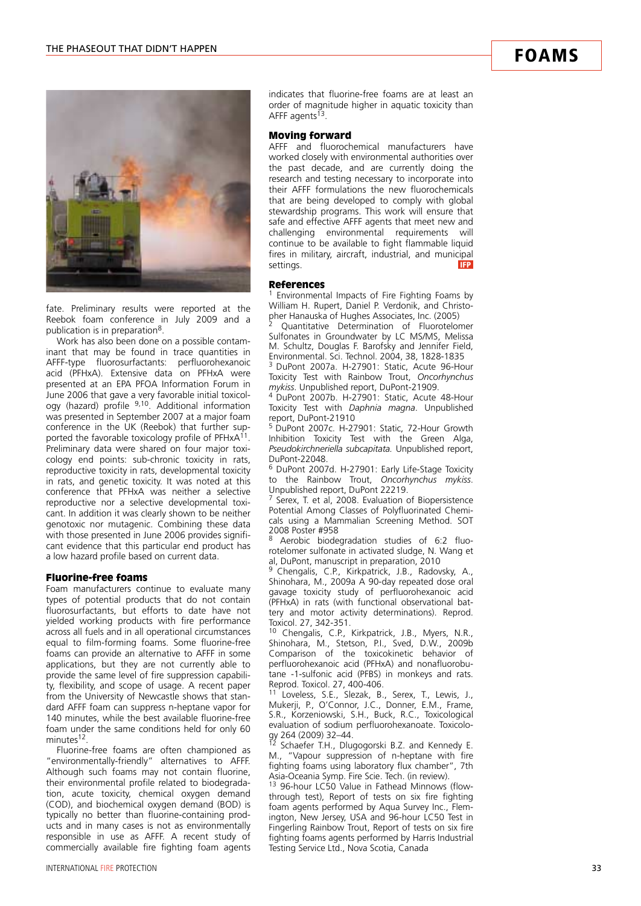fate. Preliminary results were reported at the Reebok foam conference in July 2009 and a publication is in preparation[8].

Work has also been done on a possible contaminant that may be found in trace quantities in AFFF-type fluorosurfactants: perfluorohexanoic acid (PFHxA). Extensive data on PFHxA were presented at an EPA PFOA Information Forum in June 2006 that gave a very favorable initial toxicology (hazard) profile [9,10]. Additional information was presented in September 2007 at a major foam conference in the UK (Reebok) that further supported the favorable toxicology profile of PFHxA[11]. Preliminary data were shared on four major toxicology end points: sub-chronic toxicity in rats, reproductive toxicity in rats, developmental toxicity in rats, and genetic toxicity. It was noted at this conference that PFHxA was neither a selective reproductive nor a selective developmental toxicant. In addition it was clearly shown to be neither genotoxic nor mutagenic. Combining these data with those presented in June 2006 provides significant evidence that this particular end product has a low hazard profile based on current data.

## Fluorine-free foams

Foam manufacturers continue to evaluate many types of potential products that do not contain fluorosurfactants, but efforts to date have not yielded working products with fire performance across all fuels and in all operational circumstances equal to film-forming foams. Some fluorine-free foams can provide an alternative to AFFF in some applications, but they are not currently able to provide the same level of fire suppression capability, flexibility, and scope of usage. A recent paper from the University of Newcastle shows that standard AFFF foam can suppress n-heptane vapor for 140 minutes, while the best available fluorine-free foam under the same conditions held for only 60 minutes[12].

Fluorine-free foams are often championed as "environmentally-friendly" alternatives to AFFF. Although such foams may not contain fluorine, their environmental profile related to biodegradation, acute toxicity, chemical oxygen demand (COD), and biochemical oxygen demand (BOD) is typically no better than fluorine-containing products and in many cases is not as environmentally responsible in use as AFFF. A recent study of commercially available fire fighting foam agents indicates that fluorine-free foams are at least an order of magnitude higher in aquatic toxicity than AFFF agents[13].

## Moving forward

AFFF and fluorochemical manufacturers have worked closely with environmental authorities over the past decade, and are currently doing the research and testing necessary to incorporate into their AFFF formulations the new fluorochemicals that are being developed to comply with global stewardship programs. This work will ensure that safe and effective AFFF agents that meet new and challenging environmental requirements will continue to be available to fight flammable liquid fires in military, aircraft, industrial, and municipal settings.

## References

1 Environmental Impacts of Fire Fighting Foams by William H. Rupert, Daniel P. Verdonik, and Christopher Hanauska of Hughes Associates, Inc. (2005)

2 Quantitative Determination of Fluorotelomer Sulfonates in Groundwater by LC MS/MS, Melissa M. Schultz, Douglas F. Barofsky and Jennifer Field, Environmental. Sci. Technol. 2004, 38, 1828-1835

3 DuPont 2007a. H-27901: Static, Acute 96-Hour Toxicity Test with Rainbow Trout, *Oncorhynchus mykiss*. Unpublished report, DuPont-21909.

4 DuPont 2007b. H-27901: Static, Acute 48-Hour Toxicity Test with *Daphnia magna*. Unpublished report, DuPont-21910

5 DuPont 2007c. H-27901: Static, 72-Hour Growth Inhibition Toxicity Test with the Green Alga, *Pseudokirchneriella subcapitata.* Unpublished report, DuPont-22048.

6 DuPont 2007d. H-27901: Early Life-Stage Toxicity to the Rainbow Trout, *Oncorhynchus mykiss*. Unpublished report, DuPont 22219.

7 Serex, T. et al, 2008. Evaluation of Biopersistence Potential Among Classes of Polyfluorinated Chemicals using a Mammalian Screening Method. SOT 2008 Poster #958

8 Aerobic biodegradation studies of 6:2 fluorotelomer sulfonate in activated sludge, N. Wang et al, DuPont, manuscript in preparation, 2010

9 Chengalis, C.P., Kirkpatrick, J.B., Radovsky, A., Shinohara, M., 2009a A 90-day repeated dose oral gavage toxicity study of perfluorohexanoic acid (PFHxA) in rats (with functional observational battery and motor activity determinations). Reprod. Toxicol. 27, 342-351.

10 Chengalis, C.P., Kirkpatrick, J.B., Myers, N.R., Shinohara, M., Stetson, P.I., Sved, D.W., 2009b Comparison of the toxicokinetic behavior of perfluorohexanoic acid (PFHxA) and nonafluorobutane -1-sulfonic acid (PFBS) in monkeys and rats. Reprod. Toxicol. 27, 400-406.

11 Loveless, S.E., Slezak, B., Serex, T., Lewis, J., Mukerji, P., O'Connor, J.C., Donner, E.M., Frame, S.R., Korzeniowski, S.H., Buck, R.C., Toxicological evaluation of sodium perfluorohexanoate. Toxicology 264 (2009) 32–44.

12 Schaefer T.H., Dlugogorski B.Z. and Kennedy E. M., "Vapour suppression of n-heptane with fire fighting foams using laboratory flux chamber", 7th Asia-Oceania Symp. Fire Scie. Tech. (in review).

13 96-hour LC50 Value in Fathead Minnows (flow-through test), Report of tests on six fire fighting foam agents performed by Aqua Survey Inc., Flemington, New Jersey, USA and 96-hour LC50 Test in Fingerling Rainbow Trout, Report of tests on six fire fighting foams agents performed by Harris Industrial Testing Service Ltd., Nova Scotia, Canada